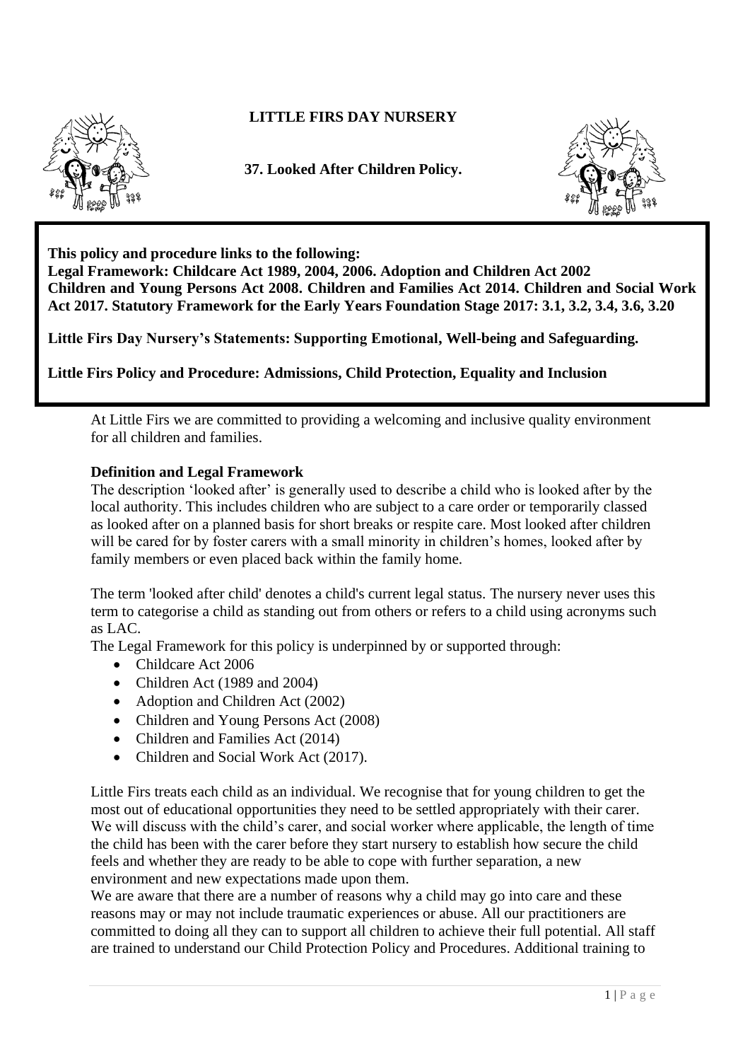**LITTLE FIRS DAY NURSERY**

**37. Looked After Children Policy.**

**This policy and procedure links to the following:**
**Legal Framework: Childcare Act 1989, 2004, 2006. Adoption and Children Act 2002**
**Children and Young Persons Act 2008. Children and Families Act 2014. Children and Social Work Act 2017. Statutory Framework for the Early Years Foundation Stage 2017: 3.1, 3.2, 3.4, 3.6, 3.20**

**Little Firs Day Nursery's Statements: Supporting Emotional, Well-being and Safeguarding.**

**Little Firs Policy and Procedure: Admissions, Child Protection, Equality and Inclusion**

At Little Firs we are committed to providing a welcoming and inclusive quality environment for all children and families.

**Definition and Legal Framework**

The description 'looked after' is generally used to describe a child who is looked after by the local authority. This includes children who are subject to a care order or temporarily classed as looked after on a planned basis for short breaks or respite care. Most looked after children will be cared for by foster carers with a small minority in children's homes, looked after by family members or even placed back within the family home.

The term 'looked after child' denotes a child's current legal status. The nursery never uses this term to categorise a child as standing out from others or refers to a child using acronyms such as LAC.

The Legal Framework for this policy is underpinned by or supported through:

- Childcare Act 2006
- Children Act (1989 and 2004)
- Adoption and Children Act (2002)
- Children and Young Persons Act (2008)
- Children and Families Act (2014)
- Children and Social Work Act (2017).

Little Firs treats each child as an individual. We recognise that for young children to get the most out of educational opportunities they need to be settled appropriately with their carer. We will discuss with the child's carer, and social worker where applicable, the length of time the child has been with the carer before they start nursery to establish how secure the child feels and whether they are ready to be able to cope with further separation, a new environment and new expectations made upon them.

We are aware that there are a number of reasons why a child may go into care and these reasons may or may not include traumatic experiences or abuse. All our practitioners are committed to doing all they can to support all children to achieve their full potential. All staff are trained to understand our Child Protection Policy and Procedures. Additional training to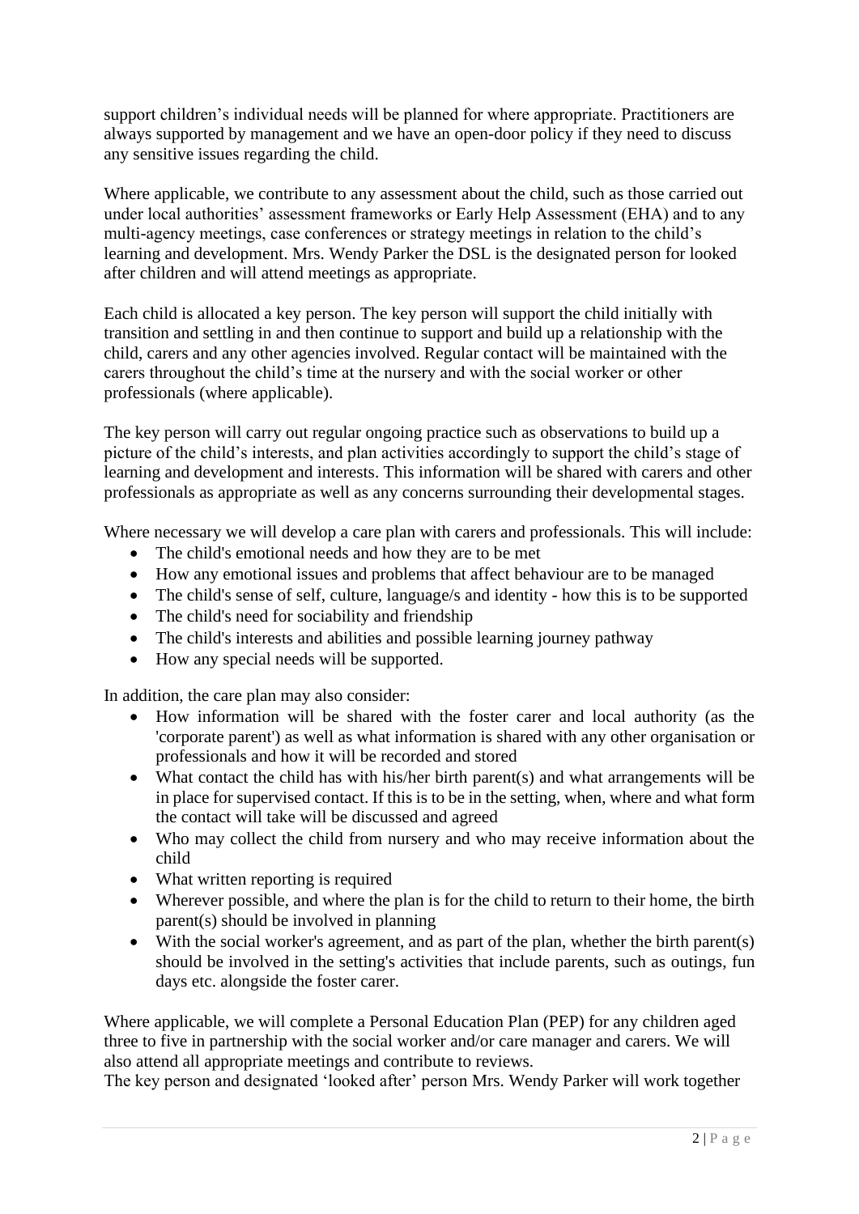support children's individual needs will be planned for where appropriate. Practitioners are always supported by management and we have an open-door policy if they need to discuss any sensitive issues regarding the child.

Where applicable, we contribute to any assessment about the child, such as those carried out under local authorities' assessment frameworks or Early Help Assessment (EHA) and to any multi-agency meetings, case conferences or strategy meetings in relation to the child's learning and development. Mrs. Wendy Parker the DSL is the designated person for looked after children and will attend meetings as appropriate.

Each child is allocated a key person. The key person will support the child initially with transition and settling in and then continue to support and build up a relationship with the child, carers and any other agencies involved. Regular contact will be maintained with the carers throughout the child's time at the nursery and with the social worker or other professionals (where applicable).

The key person will carry out regular ongoing practice such as observations to build up a picture of the child's interests, and plan activities accordingly to support the child's stage of learning and development and interests. This information will be shared with carers and other professionals as appropriate as well as any concerns surrounding their developmental stages.

Where necessary we will develop a care plan with carers and professionals. This will include:

- The child's emotional needs and how they are to be met
- How any emotional issues and problems that affect behaviour are to be managed
- The child's sense of self, culture, language/s and identity - how this is to be supported
- The child's need for sociability and friendship
- The child's interests and abilities and possible learning journey pathway
- How any special needs will be supported.

In addition, the care plan may also consider:

- How information will be shared with the foster carer and local authority (as the 'corporate parent') as well as what information is shared with any other organisation or professionals and how it will be recorded and stored
- What contact the child has with his/her birth parent(s) and what arrangements will be in place for supervised contact. If this is to be in the setting, when, where and what form the contact will take will be discussed and agreed
- Who may collect the child from nursery and who may receive information about the child
- What written reporting is required
- Wherever possible, and where the plan is for the child to return to their home, the birth parent(s) should be involved in planning
- With the social worker's agreement, and as part of the plan, whether the birth parent(s) should be involved in the setting's activities that include parents, such as outings, fun days etc. alongside the foster carer.

Where applicable, we will complete a Personal Education Plan (PEP) for any children aged three to five in partnership with the social worker and/or care manager and carers. We will also attend all appropriate meetings and contribute to reviews.
The key person and designated 'looked after' person Mrs. Wendy Parker will work together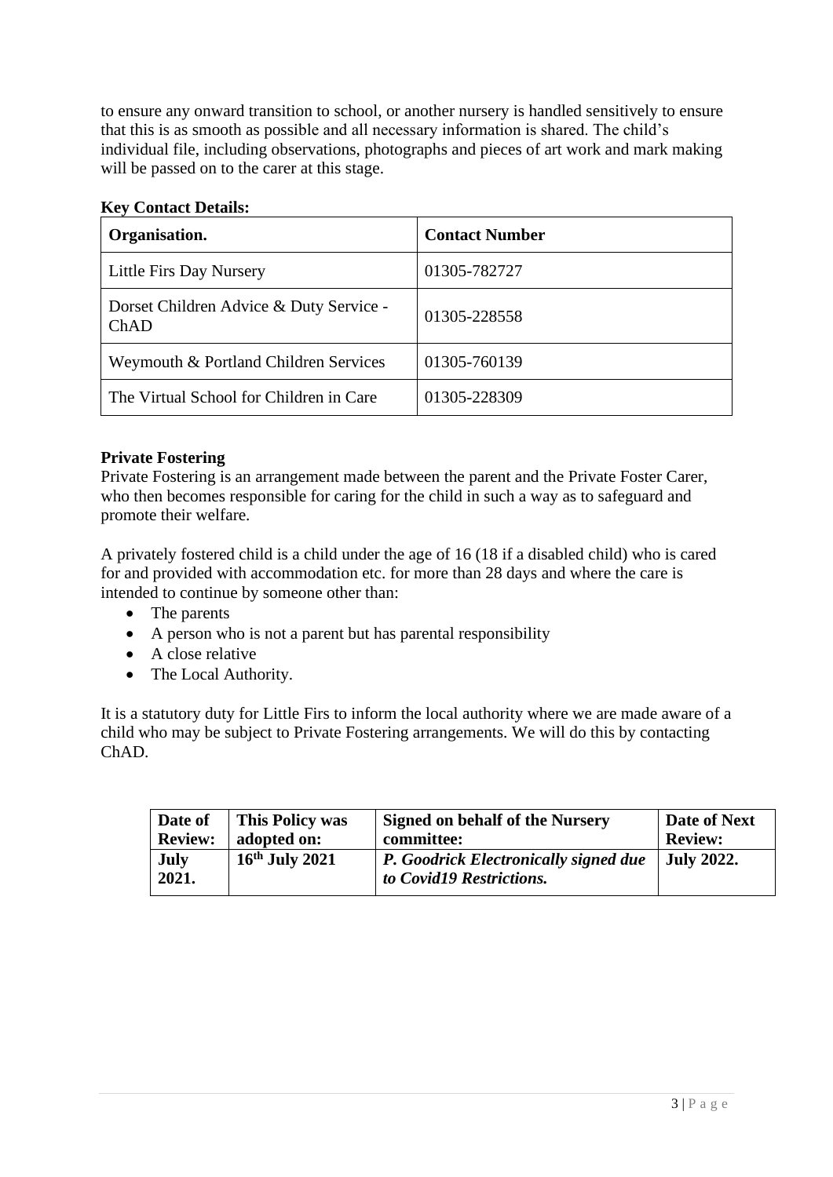to ensure any onward transition to school, or another nursery is handled sensitively to ensure that this is as smooth as possible and all necessary information is shared. The child's individual file, including observations, photographs and pieces of art work and mark making will be passed on to the carer at this stage.

**Key Contact Details:**

| Organisation. | Contact Number |
|---|---|
| Little Firs Day Nursery | 01305-782727 |
| Dorset Children Advice & Duty Service - ChAD | 01305-228558 |
| Weymouth & Portland Children Services | 01305-760139 |
| The Virtual School for Children in Care | 01305-228309 |

**Private Fostering**

Private Fostering is an arrangement made between the parent and the Private Foster Carer, who then becomes responsible for caring for the child in such a way as to safeguard and promote their welfare.

A privately fostered child is a child under the age of 16 (18 if a disabled child) who is cared for and provided with accommodation etc. for more than 28 days and where the care is intended to continue by someone other than:

- The parents
- A person who is not a parent but has parental responsibility
- A close relative
- The Local Authority.

It is a statutory duty for Little Firs to inform the local authority where we are made aware of a child who may be subject to Private Fostering arrangements. We will do this by contacting ChAD.

| Date of Review: | This Policy was adopted on: | Signed on behalf of the Nursery committee: | Date of Next Review: |
|---|---|---|---|
| **July 2021.** | **16th July 2021** | ***P. Goodrick Electronically signed due to Covid19 Restrictions.*** | **July 2022.** |